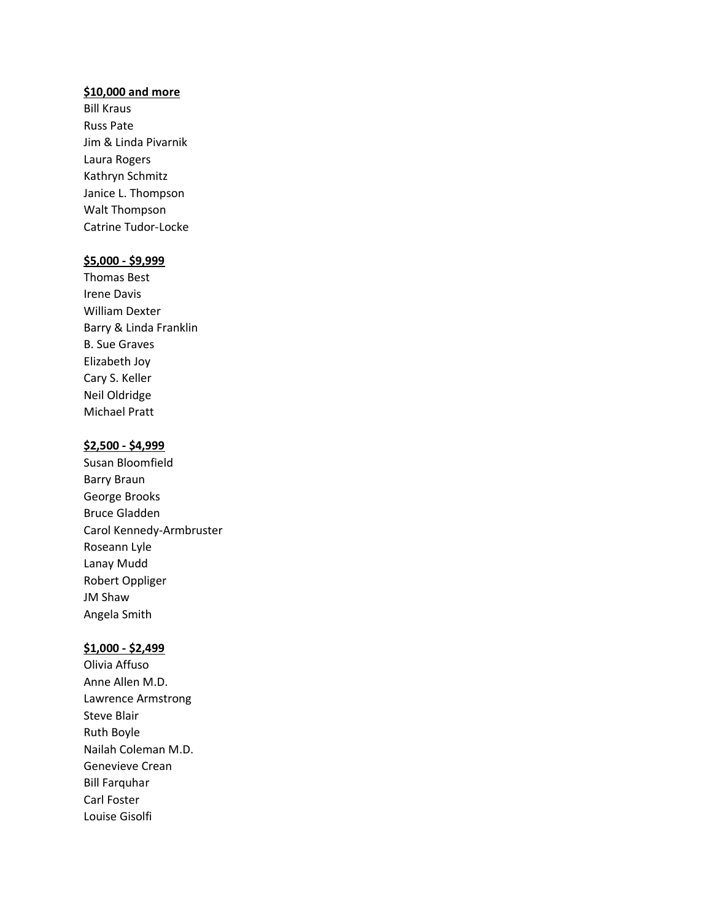**$10,000 and more**

Bill Kraus
Russ Pate
Jim & Linda Pivarnik
Laura Rogers
Kathryn Schmitz
Janice L. Thompson
Walt Thompson
Catrine Tudor-Locke

**$5,000 - $9,999**

Thomas Best
Irene Davis
William Dexter
Barry & Linda Franklin
B. Sue Graves
Elizabeth Joy
Cary S. Keller
Neil Oldridge
Michael Pratt

**$2,500 - $4,999**

Susan Bloomfield
Barry Braun
George Brooks
Bruce Gladden
Carol Kennedy-Armbruster
Roseann Lyle
Lanay Mudd
Robert Oppliger
JM Shaw
Angela Smith

**$1,000 - $2,499**

Olivia Affuso
Anne Allen M.D.
Lawrence Armstrong
Steve Blair
Ruth Boyle
Nailah Coleman M.D.
Genevieve Crean
Bill Farquhar
Carl Foster
Louise Gisolfi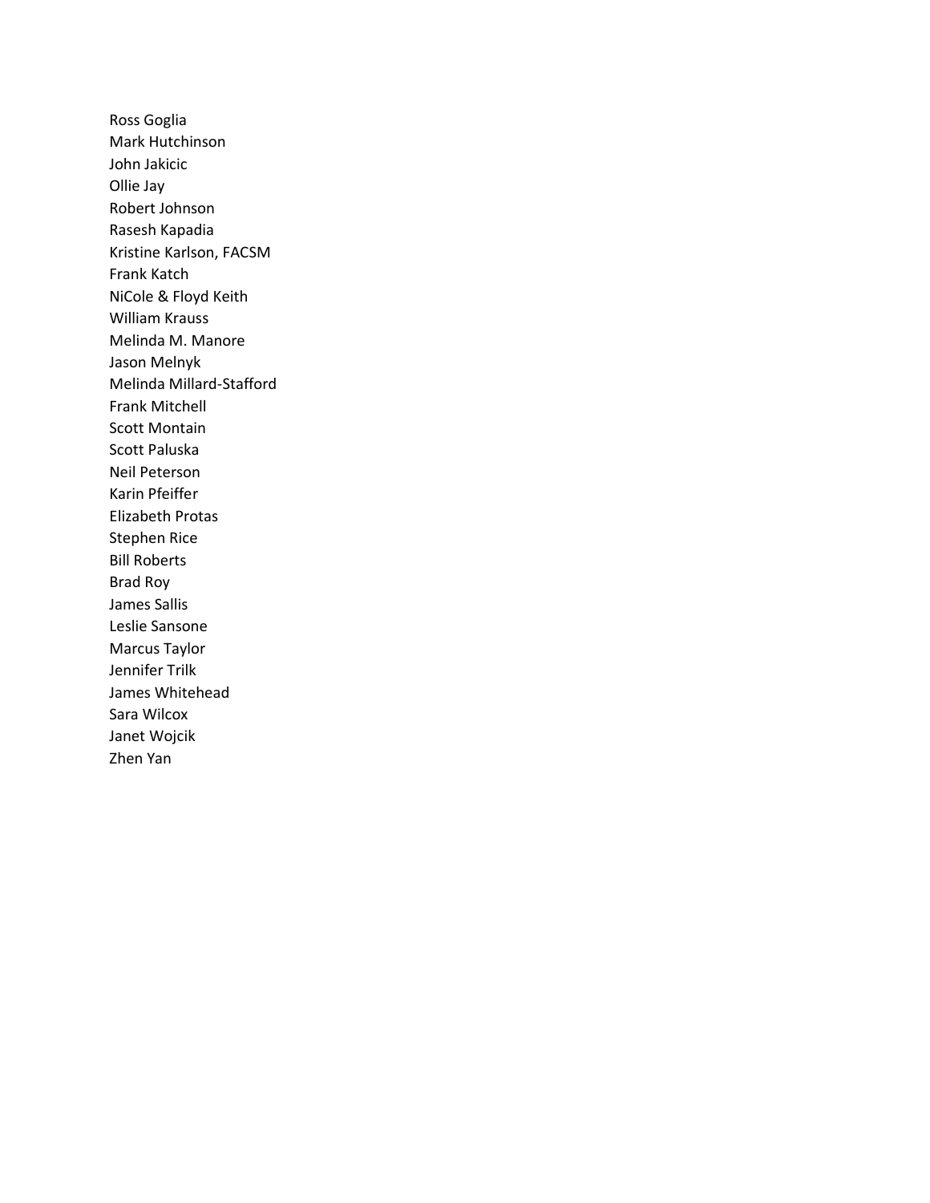Ross Goglia
Mark Hutchinson
John Jakicic
Ollie Jay
Robert Johnson
Rasesh Kapadia
Kristine Karlson, FACSM
Frank Katch
NiCole & Floyd Keith
William Krauss
Melinda M. Manore
Jason Melnyk
Melinda Millard-Stafford
Frank Mitchell
Scott Montain
Scott Paluska
Neil Peterson
Karin Pfeiffer
Elizabeth Protas
Stephen Rice
Bill Roberts
Brad Roy
James Sallis
Leslie Sansone
Marcus Taylor
Jennifer Trilk
James Whitehead
Sara Wilcox
Janet Wojcik
Zhen Yan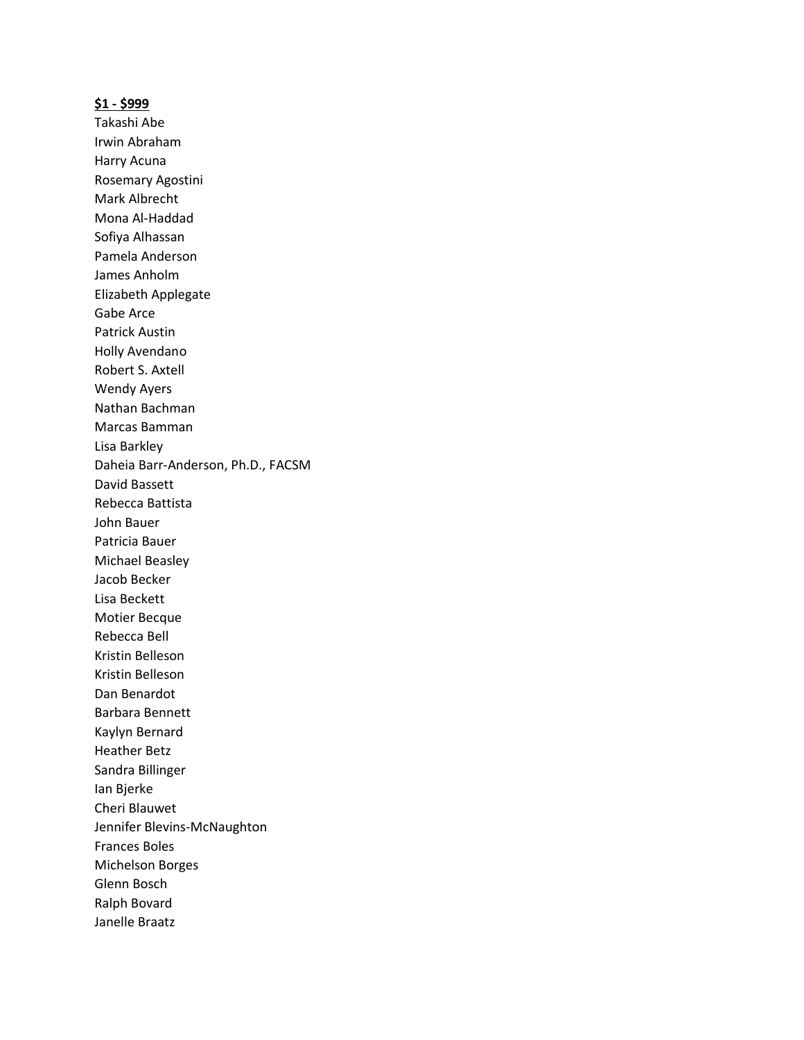**$1 - $999**

Takashi Abe
Irwin Abraham
Harry Acuna
Rosemary Agostini
Mark Albrecht
Mona Al-Haddad
Sofiya Alhassan
Pamela Anderson
James Anholm
Elizabeth Applegate
Gabe Arce
Patrick Austin
Holly Avendano
Robert S. Axtell
Wendy Ayers
Nathan Bachman
Marcas Bamman
Lisa Barkley
Daheia Barr-Anderson, Ph.D., FACSM
David Bassett
Rebecca Battista
John Bauer
Patricia Bauer
Michael Beasley
Jacob Becker
Lisa Beckett
Motier Becque
Rebecca Bell
Kristin Belleson
Kristin Belleson
Dan Benardot
Barbara Bennett
Kaylyn Bernard
Heather Betz
Sandra Billinger
Ian Bjerke
Cheri Blauwet
Jennifer Blevins-McNaughton
Frances Boles
Michelson Borges
Glenn Bosch
Ralph Bovard
Janelle Braatz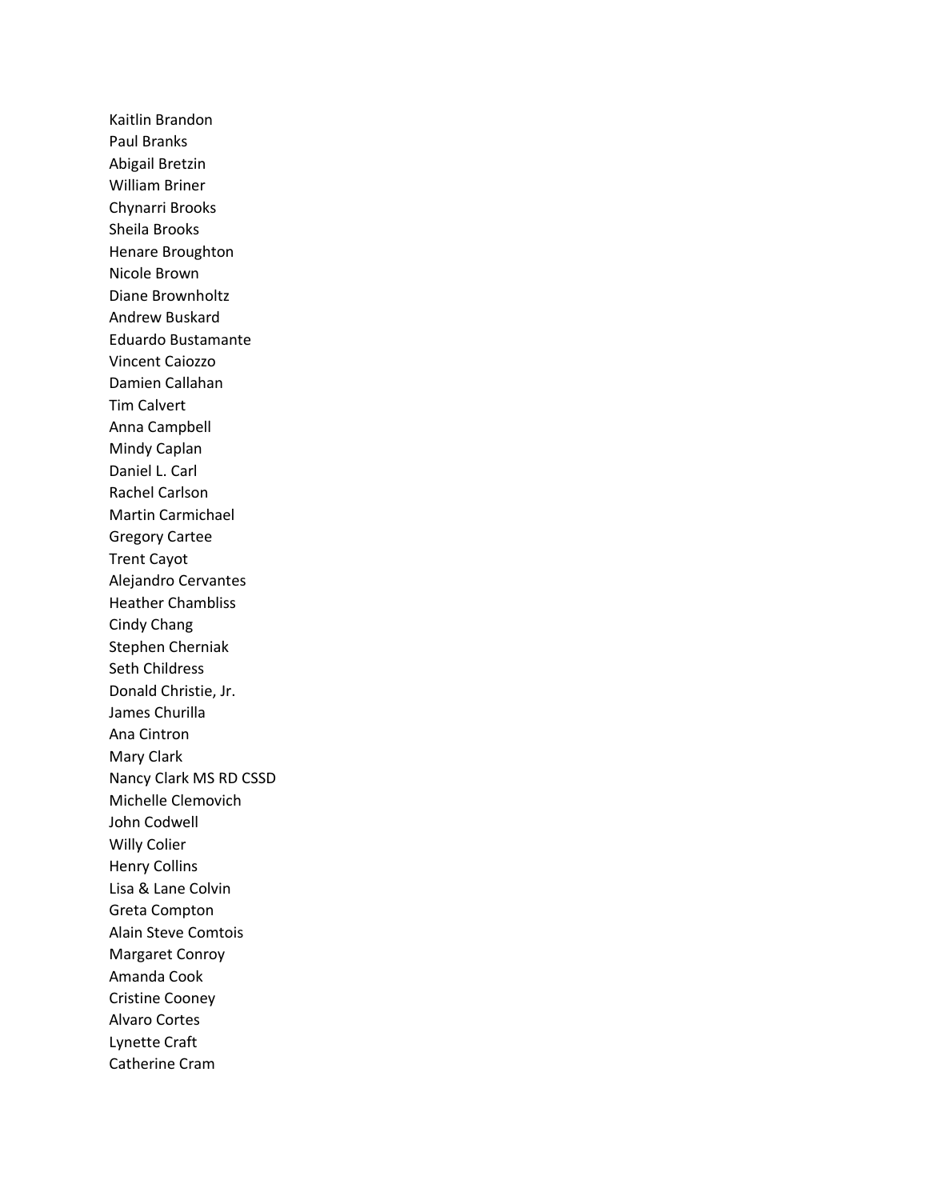Kaitlin Brandon
Paul Branks
Abigail Bretzin
William Briner
Chynarri Brooks
Sheila Brooks
Henare Broughton
Nicole Brown
Diane Brownholtz
Andrew Buskard
Eduardo Bustamante
Vincent Caiozzo
Damien Callahan
Tim Calvert
Anna Campbell
Mindy Caplan
Daniel L. Carl
Rachel Carlson
Martin Carmichael
Gregory Cartee
Trent Cayot
Alejandro Cervantes
Heather Chambliss
Cindy Chang
Stephen Cherniak
Seth Childress
Donald Christie, Jr.
James Churilla
Ana Cintron
Mary Clark
Nancy Clark MS RD CSSD
Michelle Clemovich
John Codwell
Willy Colier
Henry Collins
Lisa & Lane Colvin
Greta Compton
Alain Steve Comtois
Margaret Conroy
Amanda Cook
Cristine Cooney
Alvaro Cortes
Lynette Craft
Catherine Cram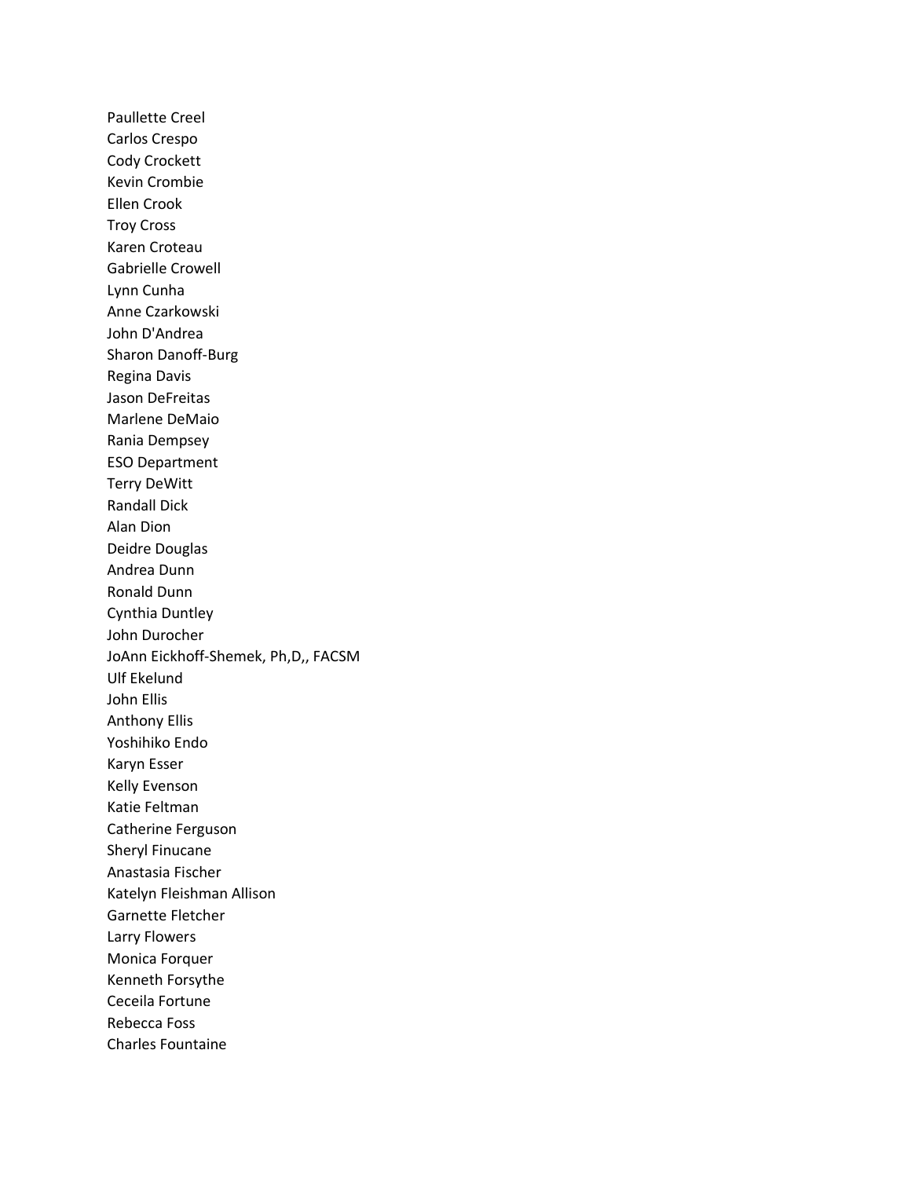Paullette Creel
Carlos Crespo
Cody Crockett
Kevin Crombie
Ellen Crook
Troy Cross
Karen Croteau
Gabrielle Crowell
Lynn Cunha
Anne Czarkowski
John D'Andrea
Sharon Danoff-Burg
Regina Davis
Jason DeFreitas
Marlene DeMaio
Rania Dempsey
ESO Department
Terry DeWitt
Randall Dick
Alan Dion
Deidre Douglas
Andrea Dunn
Ronald Dunn
Cynthia Duntley
John Durocher
JoAnn Eickhoff-Shemek, Ph,D,, FACSM
Ulf Ekelund
John Ellis
Anthony Ellis
Yoshihiko Endo
Karyn Esser
Kelly Evenson
Katie Feltman
Catherine Ferguson
Sheryl Finucane
Anastasia Fischer
Katelyn Fleishman Allison
Garnette Fletcher
Larry Flowers
Monica Forquer
Kenneth Forsythe
Ceceila Fortune
Rebecca Foss
Charles Fountaine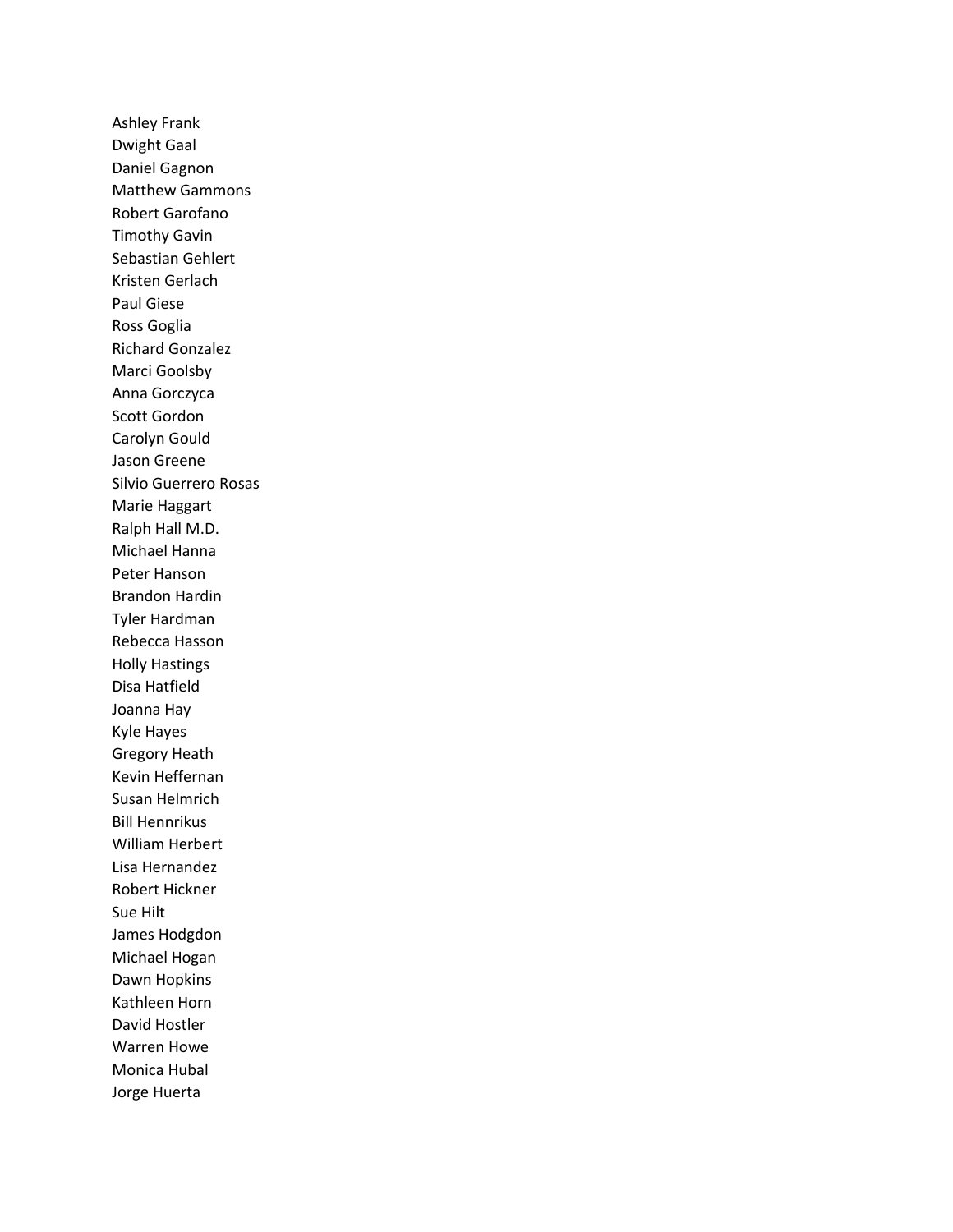Ashley Frank
Dwight Gaal
Daniel Gagnon
Matthew Gammons
Robert Garofano
Timothy Gavin
Sebastian Gehlert
Kristen Gerlach
Paul Giese
Ross Goglia
Richard Gonzalez
Marci Goolsby
Anna Gorczyca
Scott Gordon
Carolyn Gould
Jason Greene
Silvio Guerrero Rosas
Marie Haggart
Ralph Hall M.D.
Michael Hanna
Peter Hanson
Brandon Hardin
Tyler Hardman
Rebecca Hasson
Holly Hastings
Disa Hatfield
Joanna Hay
Kyle Hayes
Gregory Heath
Kevin Heffernan
Susan Helmrich
Bill Hennrikus
William Herbert
Lisa Hernandez
Robert Hickner
Sue Hilt
James Hodgdon
Michael Hogan
Dawn Hopkins
Kathleen Horn
David Hostler
Warren Howe
Monica Hubal
Jorge Huerta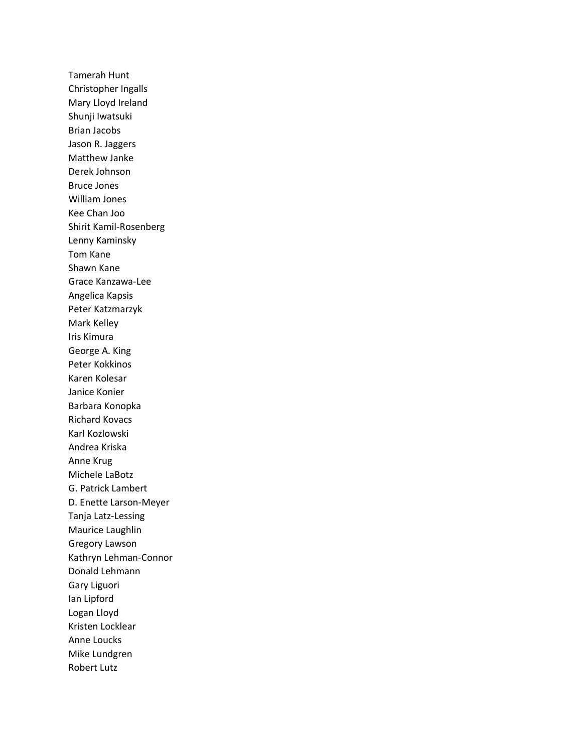Tamerah Hunt
Christopher Ingalls
Mary Lloyd Ireland
Shunji Iwatsuki
Brian Jacobs
Jason R. Jaggers
Matthew Janke
Derek Johnson
Bruce Jones
William Jones
Kee Chan Joo
Shirit Kamil-Rosenberg
Lenny Kaminsky
Tom Kane
Shawn Kane
Grace Kanzawa-Lee
Angelica Kapsis
Peter Katzmarzyk
Mark Kelley
Iris Kimura
George A. King
Peter Kokkinos
Karen Kolesar
Janice Konier
Barbara Konopka
Richard Kovacs
Karl Kozlowski
Andrea Kriska
Anne Krug
Michele LaBotz
G. Patrick Lambert
D. Enette Larson-Meyer
Tanja Latz-Lessing
Maurice Laughlin
Gregory Lawson
Kathryn Lehman-Connor
Donald Lehmann
Gary Liguori
Ian Lipford
Logan Lloyd
Kristen Locklear
Anne Loucks
Mike Lundgren
Robert Lutz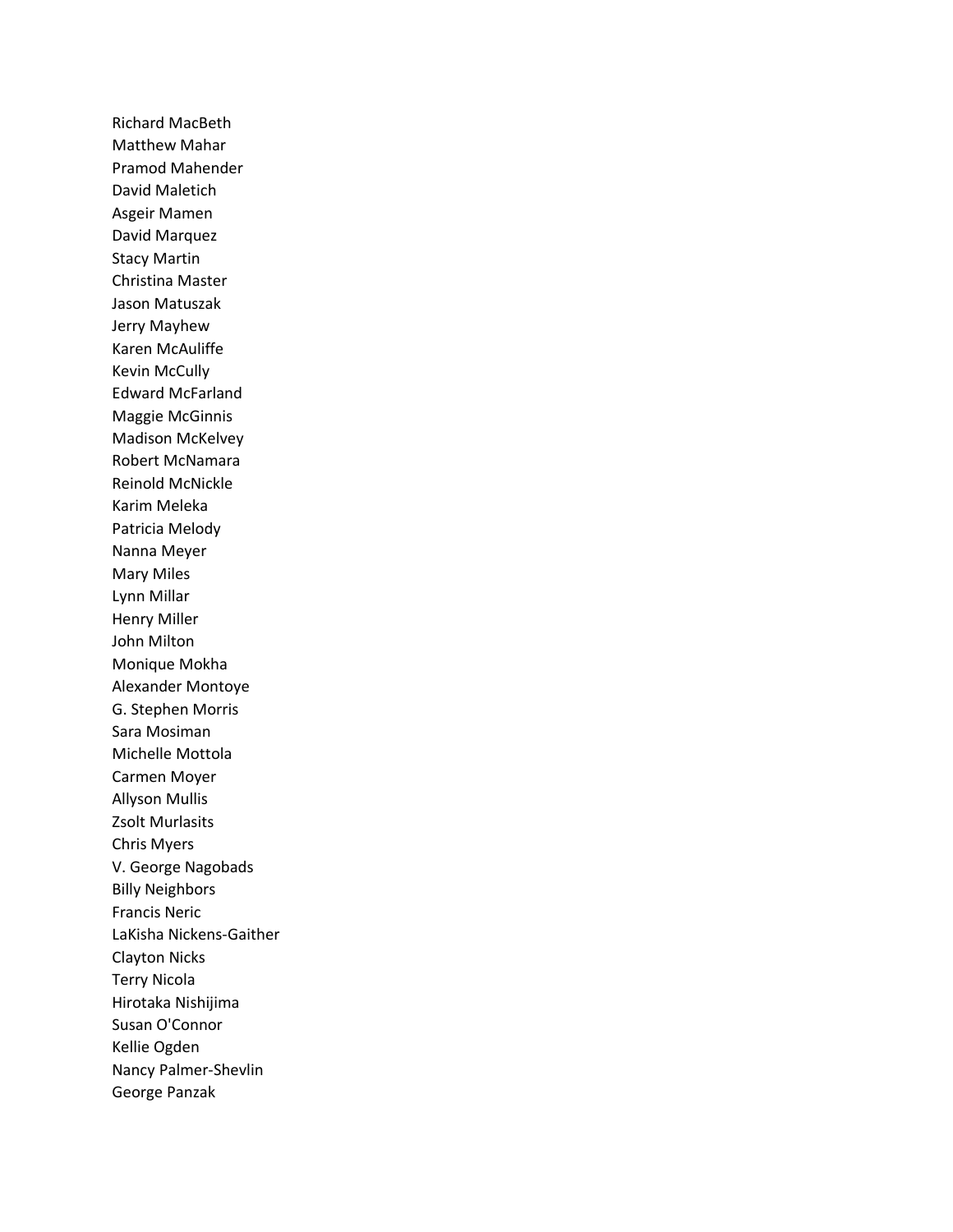Richard MacBeth
Matthew Mahar
Pramod Mahender
David Maletich
Asgeir Mamen
David Marquez
Stacy Martin
Christina Master
Jason Matuszak
Jerry Mayhew
Karen McAuliffe
Kevin McCully
Edward McFarland
Maggie McGinnis
Madison McKelvey
Robert McNamara
Reinold McNickle
Karim Meleka
Patricia Melody
Nanna Meyer
Mary Miles
Lynn Millar
Henry Miller
John Milton
Monique Mokha
Alexander Montoye
G. Stephen Morris
Sara Mosiman
Michelle Mottola
Carmen Moyer
Allyson Mullis
Zsolt Murlasits
Chris Myers
V. George Nagobads
Billy Neighbors
Francis Neric
LaKisha Nickens-Gaither
Clayton Nicks
Terry Nicola
Hirotaka Nishijima
Susan O'Connor
Kellie Ogden
Nancy Palmer-Shevlin
George Panzak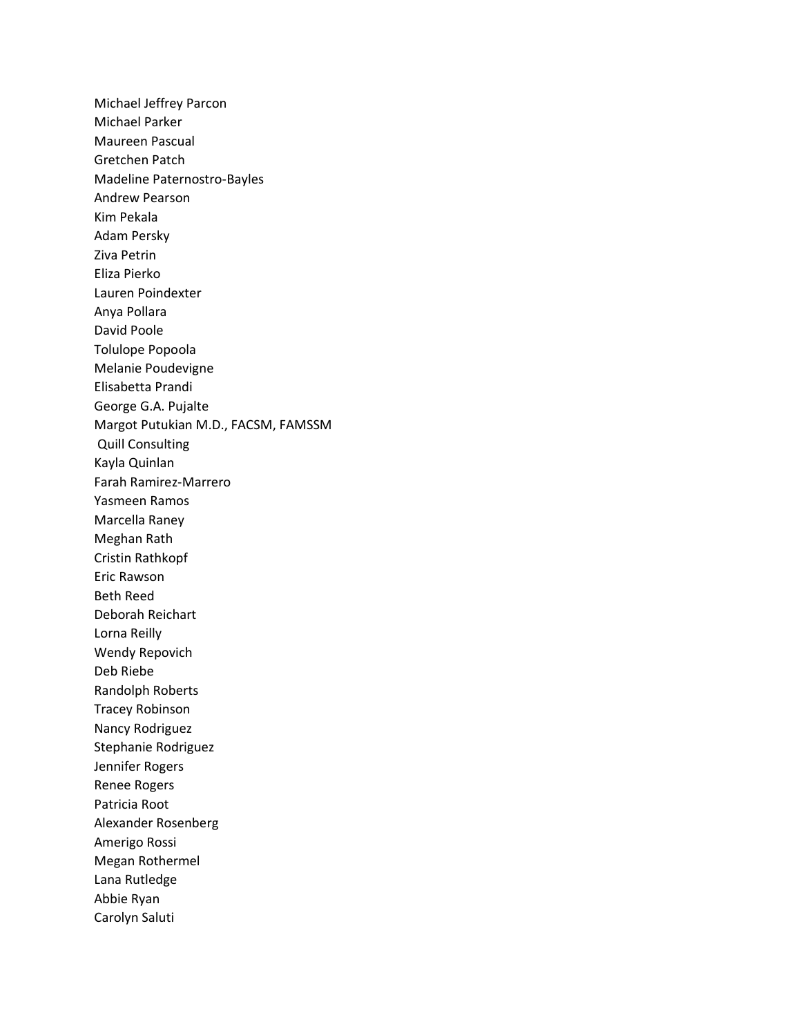Michael Jeffrey Parcon
Michael Parker
Maureen Pascual
Gretchen Patch
Madeline Paternostro-Bayles
Andrew Pearson
Kim Pekala
Adam Persky
Ziva Petrin
Eliza Pierko
Lauren Poindexter
Anya Pollara
David Poole
Tolulope Popoola
Melanie Poudevigne
Elisabetta Prandi
George G.A. Pujalte
Margot Putukian M.D., FACSM, FAMSSM
Quill Consulting
Kayla Quinlan
Farah Ramirez-Marrero
Yasmeen Ramos
Marcella Raney
Meghan Rath
Cristin Rathkopf
Eric Rawson
Beth Reed
Deborah Reichart
Lorna Reilly
Wendy Repovich
Deb Riebe
Randolph Roberts
Tracey Robinson
Nancy Rodriguez
Stephanie Rodriguez
Jennifer Rogers
Renee Rogers
Patricia Root
Alexander Rosenberg
Amerigo Rossi
Megan Rothermel
Lana Rutledge
Abbie Ryan
Carolyn Saluti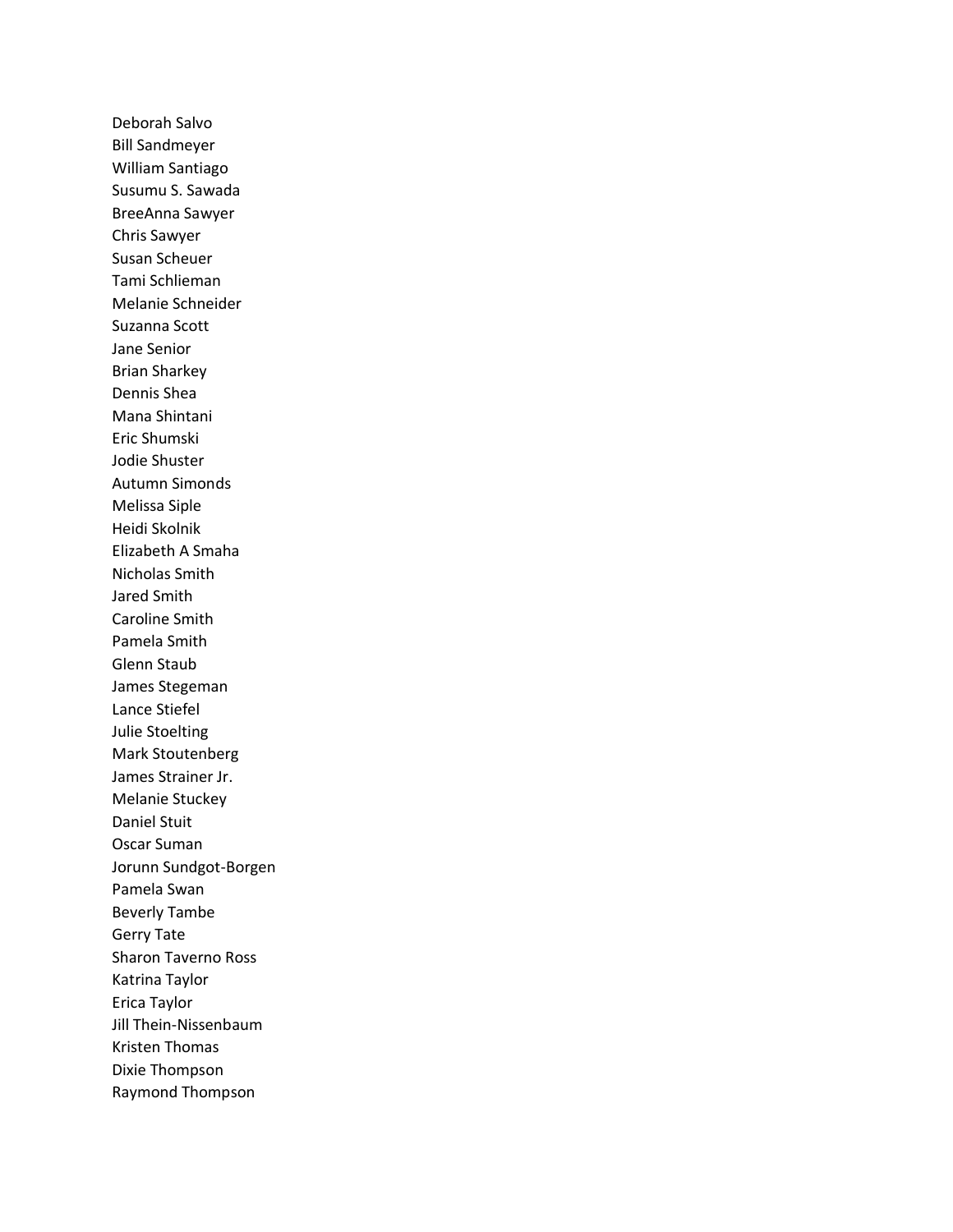Deborah Salvo
Bill Sandmeyer
William Santiago
Susumu S. Sawada
BreeAnna Sawyer
Chris Sawyer
Susan Scheuer
Tami Schlieman
Melanie Schneider
Suzanna Scott
Jane Senior
Brian Sharkey
Dennis Shea
Mana Shintani
Eric Shumski
Jodie Shuster
Autumn Simonds
Melissa Siple
Heidi Skolnik
Elizabeth A Smaha
Nicholas Smith
Jared Smith
Caroline Smith
Pamela Smith
Glenn Staub
James Stegeman
Lance Stiefel
Julie Stoelting
Mark Stoutenberg
James Strainer Jr.
Melanie Stuckey
Daniel Stuit
Oscar Suman
Jorunn Sundgot-Borgen
Pamela Swan
Beverly Tambe
Gerry Tate
Sharon Taverno Ross
Katrina Taylor
Erica Taylor
Jill Thein-Nissenbaum
Kristen Thomas
Dixie Thompson
Raymond Thompson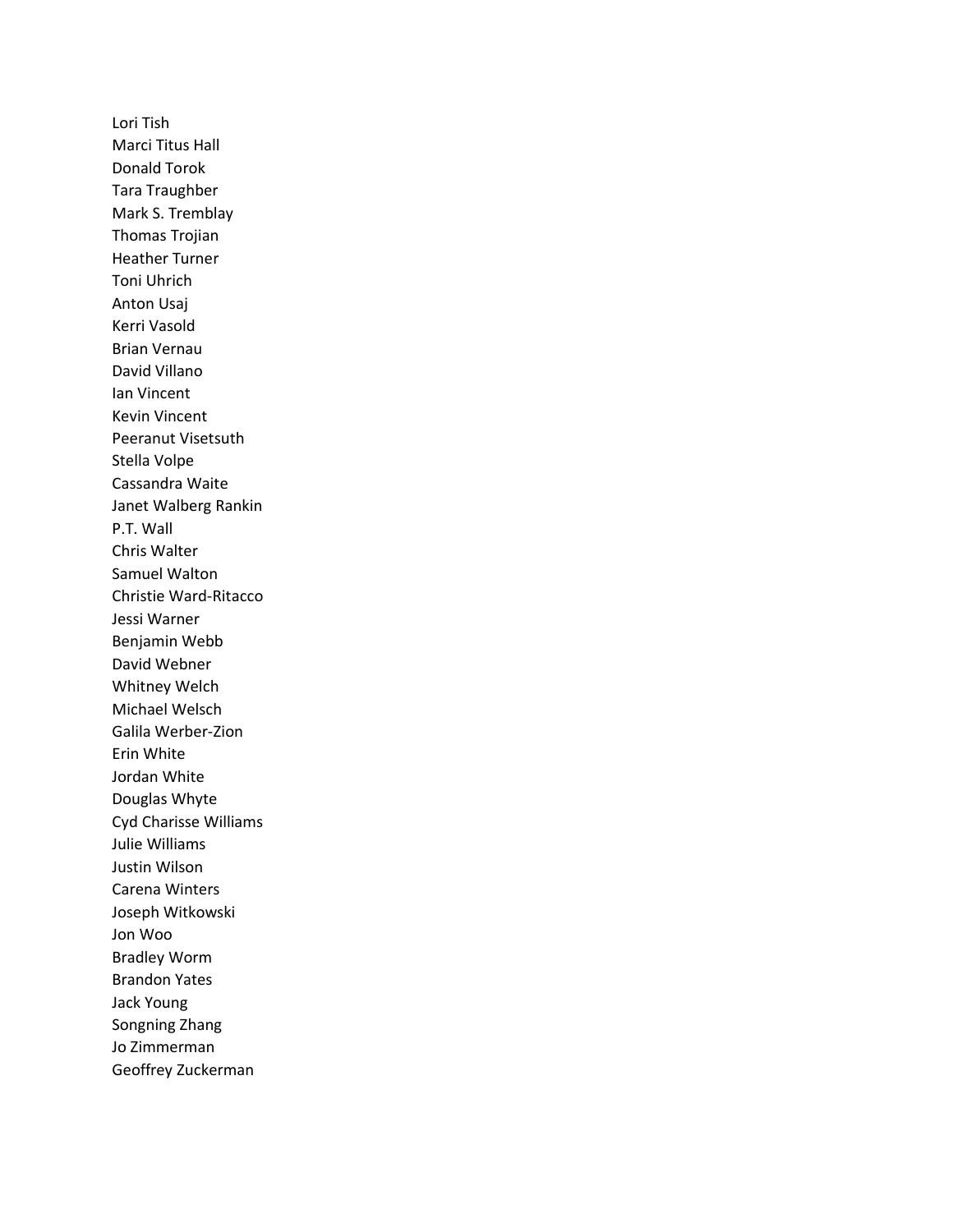Lori Tish
Marci Titus Hall
Donald Torok
Tara Traughber
Mark S. Tremblay
Thomas Trojian
Heather Turner
Toni Uhrich
Anton Usaj
Kerri Vasold
Brian Vernau
David Villano
Ian Vincent
Kevin Vincent
Peeranut Visetsuth
Stella Volpe
Cassandra Waite
Janet Walberg Rankin
P.T. Wall
Chris Walter
Samuel Walton
Christie Ward-Ritacco
Jessi Warner
Benjamin Webb
David Webner
Whitney Welch
Michael Welsch
Galila Werber-Zion
Erin White
Jordan White
Douglas Whyte
Cyd Charisse Williams
Julie Williams
Justin Wilson
Carena Winters
Joseph Witkowski
Jon Woo
Bradley Worm
Brandon Yates
Jack Young
Songning Zhang
Jo Zimmerman
Geoffrey Zuckerman